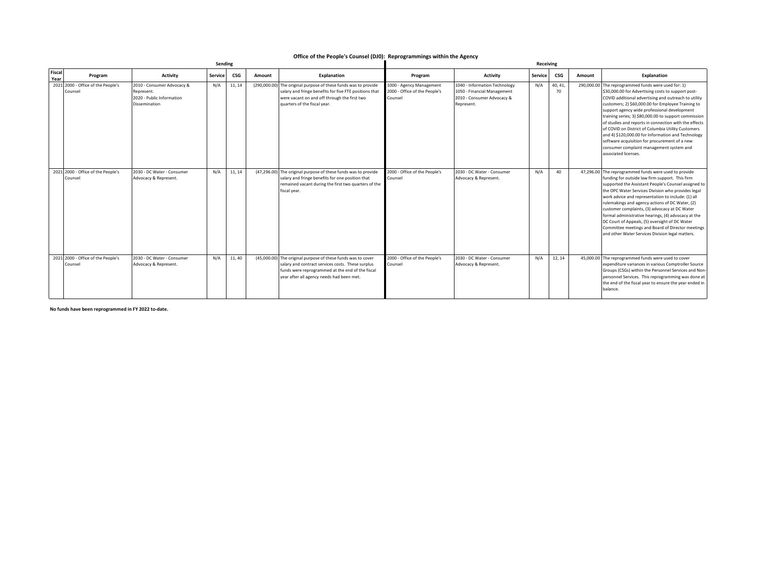# Office of the People's Counsel (DJ0): Reprogrammings within the Agency

| | Sending | | | | | | Receiving | | | | | |
|---|---|---|---|---|---|---|---|---|---|---|---|---|
| Fiscal Year | Program | Activity | Service | CSG | Amount | Explanation | Program | Activity | Service | CSG | Amount | Explanation |
| 2021 | 2000 - Office of the People's Counsel | 2010 - Consumer Advocacy & Represent.<br>2020 - Public Information Dissemination | N/A | 11, 14 | (290,000.00) | The original purpose of these funds was to provide salary and fringe benefits for five FTE positions that were vacant on and off through the first two quarters of the fiscal year. | 1000 - Agency Management<br>2000 - Office of the People's Counsel | 1040 - Information Technology<br>1050 - Financial Management<br>2010 - Consumer Advocacy & Represent. | N/A | 40, 41, 70 | 290,000.00 | The reprogrammed funds were used for: 1) $30,000.00 for Advertising costs to support post-COVID additional advertising and outreach to utility customers; 2) $60,000.00 for Employee Training to support agency wide professional development training series; 3) $80,000.00 to support commission of studies and reports in connection with the effects of COVID on District of Columbia Utility Customers and 4) $120,000.00 for Information and Technology software acquisition for procurement of a new consumer complaint management system and associated licenses. |
| 2021 | 2000 - Office of the People's Counsel | 2030 - DC Water - Consumer Advocacy & Represent. | N/A | 11, 14 | (47,296.00) | The original purpose of these funds was to provide salary and fringe benefits for one position that remained vacant during the first two quarters of the fiscal year. | 2000 - Office of the People's Counsel | 2030 - DC Water - Consumer Advocacy & Represent. | N/A | 40 | 47,296.00 | The reprogrammed funds were used to provide funding for outside law firm support. This firm supported the Assistant People's Counsel assigned to the OPC Water Services Division who provides legal work advice and representation to include: (1) all rulemakings and agency actions of DC Water, (2) customer complaints, (3) advocacy at DC Water formal administrative hearings, (4) advocacy at the DC Court of Appeals, (5) oversight of DC Water Committee meetings and Board of Director meetings and other Water Services Division legal matters. |
| 2021 | 2000 - Office of the People's Counsel | 2030 - DC Water - Consumer Advocacy & Represent. | N/A | 11, 40 | (45,000.00) | The original purpose of these funds was to cover salary and contract services costs. These surplus funds were reprogrammed at the end of the fiscal year after all agency needs had been met. | 2000 - Office of the People's Counsel | 2030 - DC Water - Consumer Advocacy & Represent. | N/A | 12, 14 | 45,000.00 | The reprogrammed funds were used to cover expenditure variances in various Comptroller Source Groups (CSGs) within the Personnel Services and Non-personnel Services. This reprogramming was done at the end of the fiscal year to ensure the year ended in balance. |

**No funds have been reprogrammed in FY 2022 to-date.**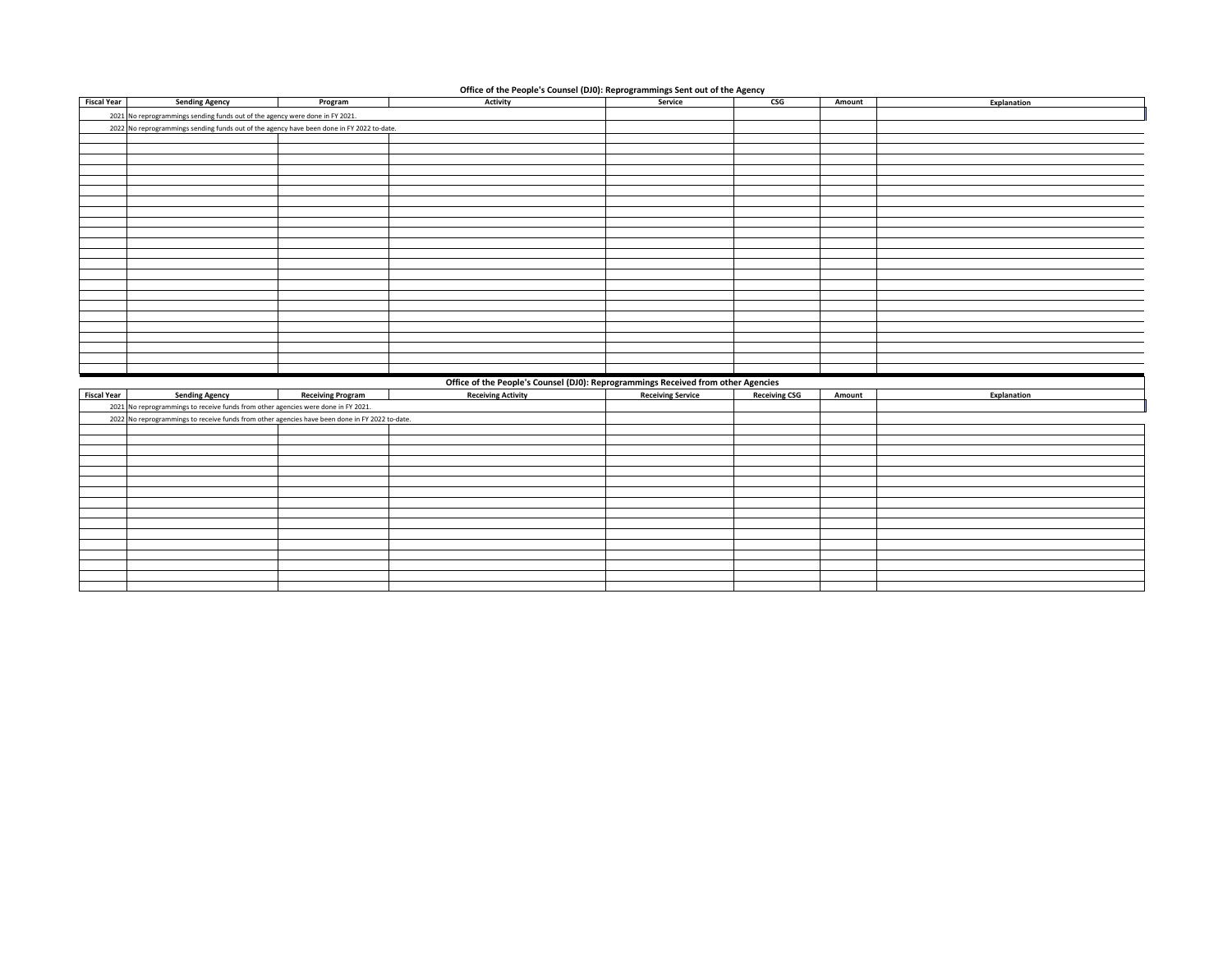## Office of the People's Counsel (DJ0): Reprogrammings Sent out of the Agency

| Fiscal Year | Sending Agency | Program | Activity | Service | CSG | Amount | Explanation |
|---|---|---|---|---|---|---|---|
| 2021 | No reprogrammings sending funds out of the agency were done in FY 2021. | | | | | | |
| 2022 | No reprogrammings sending funds out of the agency have been done in FY 2022 to-date. | | | | | | |

## Office of the People's Counsel (DJ0): Reprogrammings Received from other Agencies

| Fiscal Year | Sending Agency | Receiving Program | Receiving Activity | Receiving Service | Receiving CSG | Amount | Explanation |
|---|---|---|---|---|---|---|---|
| 2021 | No reprogrammings to receive funds from other agencies were done in FY 2021. | | | | | | |
| 2022 | No reprogrammings to receive funds from other agencies have been done in FY 2022 to-date. | | | | | | |